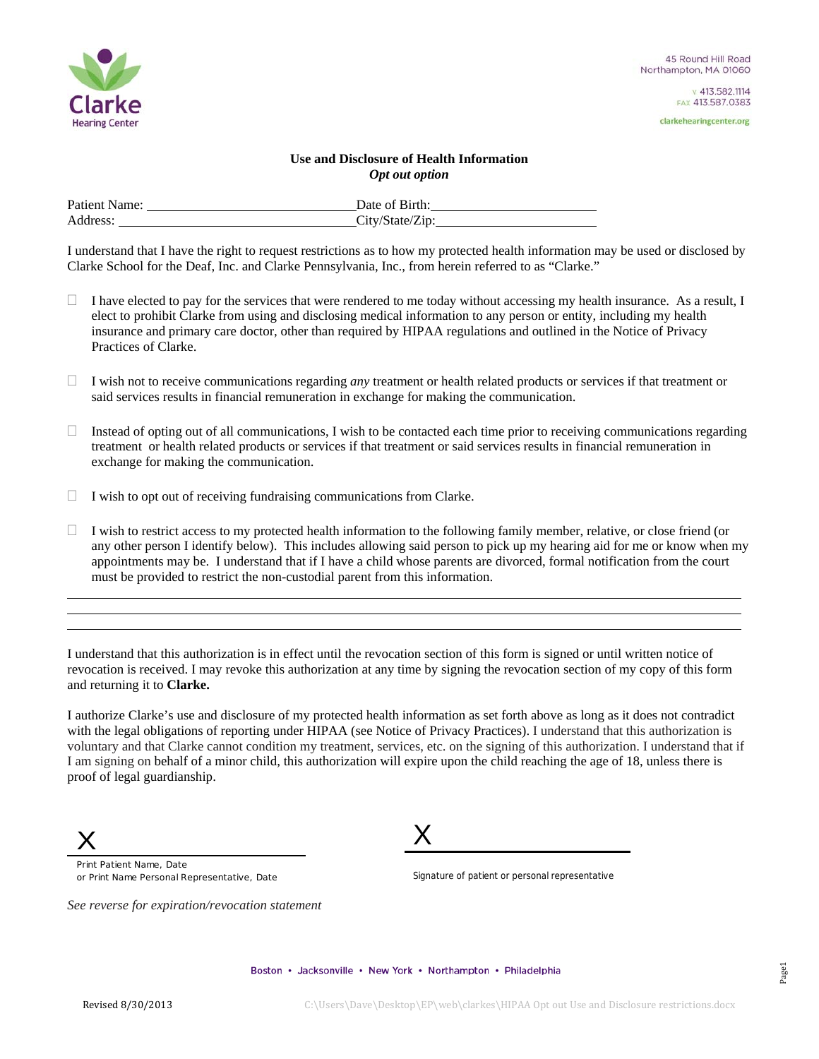Clarke
Hearing Center

45 Round Hill Road
Northampton, MA 01060

V 413.582.1114
FAX 413.587.0383

clarkehearingcenter.org

## Use and Disclosure of Health Information
### *Opt out option*

Patient Name: ______________________________ Date of Birth: ________________________

Address: __________________________________ City/State/Zip: _______________________

I understand that I have the right to request restrictions as to how my protected health information may be used or disclosed by Clarke School for the Deaf, Inc. and Clarke Pennsylvania, Inc., from herein referred to as "Clarke."

- ☐ I have elected to pay for the services that were rendered to me today without accessing my health insurance. As a result, I elect to prohibit Clarke from using and disclosing medical information to any person or entity, including my health insurance and primary care doctor, other than required by HIPAA regulations and outlined in the Notice of Privacy Practices of Clarke.

- ☐ I wish not to receive communications regarding *any* treatment or health related products or services if that treatment or said services results in financial remuneration in exchange for making the communication.

- ☐ Instead of opting out of all communications, I wish to be contacted each time prior to receiving communications regarding treatment or health related products or services if that treatment or said services results in financial remuneration in exchange for making the communication.

- ☐ I wish to opt out of receiving fundraising communications from Clarke.

- ☐ I wish to restrict access to my protected health information to the following family member, relative, or close friend (or any other person I identify below). This includes allowing said person to pick up my hearing aid for me or know when my appointments may be. I understand that if I have a child whose parents are divorced, formal notification from the court must be provided to restrict the non-custodial parent from this information.

______________________________________________________________________________

______________________________________________________________________________

______________________________________________________________________________

I understand that this authorization is in effect until the revocation section of this form is signed or until written notice of revocation is received. I may revoke this authorization at any time by signing the revocation section of my copy of this form and returning it to **Clarke.**

I authorize Clarke's use and disclosure of my protected health information as set forth above as long as it does not contradict with the legal obligations of reporting under HIPAA (see Notice of Privacy Practices). I understand that this authorization is voluntary and that Clarke cannot condition my treatment, services, etc. on the signing of this authorization. I understand that if I am signing on behalf of a minor child, this authorization will expire upon the child reaching the age of 18, unless there is proof of legal guardianship.

X ______________________________
Print Patient Name, Date
or Print Name Personal Representative, Date

X ______________________________
Signature of patient or personal representative

*See reverse for expiration/revocation statement*

Boston • Jacksonville • New York • Northampton • Philadelphia

Revised 8/30/2013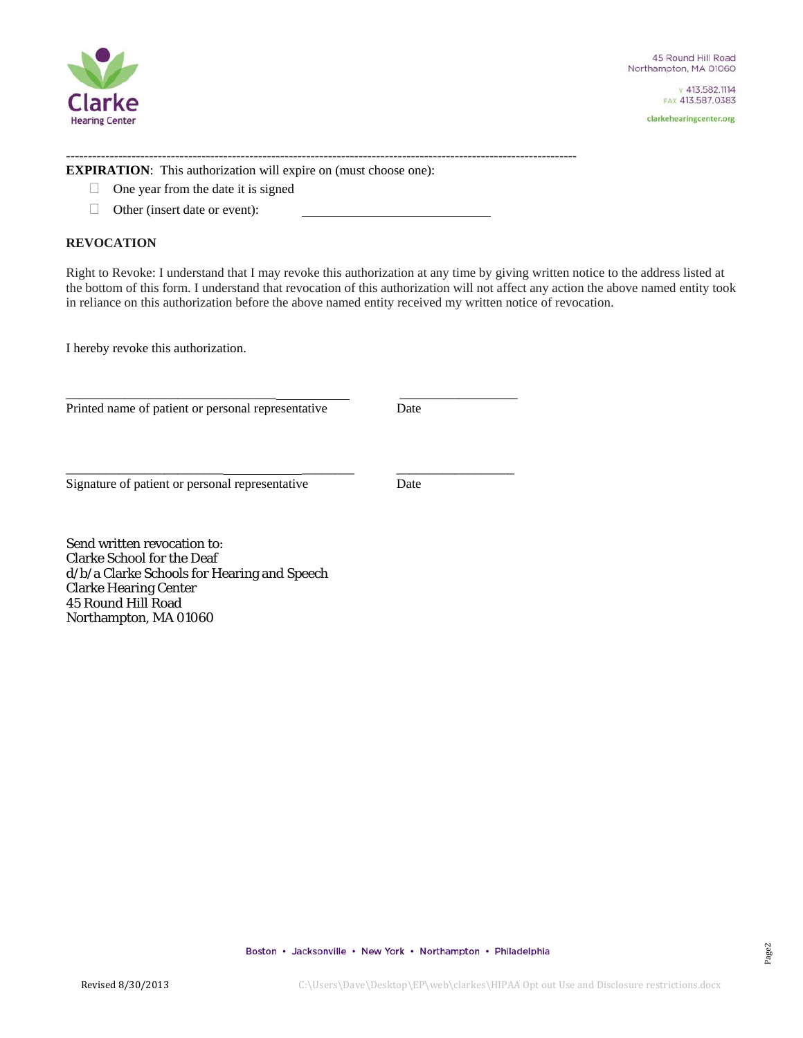45 Round Hill Road
Northampton, MA 01060

V 413.582.1114
FAX 413.587.0383

clarkehearingcenter.org

---

**EXPIRATION**: This authorization will expire on (must choose one):

- ☐ One year from the date it is signed
- ☐ Other (insert date or event): ____________________________

**REVOCATION**

Right to Revoke: I understand that I may revoke this authorization at any time by giving written notice to the address listed at the bottom of this form. I understand that revocation of this authorization will not affect any action the above named entity took in reliance on this authorization before the above named entity received my written notice of revocation.

I hereby revoke this authorization.

_______________________________________ ____________________

Printed name of patient or personal representative Date

_______________________________________ ____________________

Signature of patient or personal representative Date

Send written revocation to:
Clarke School for the Deaf
d/b/a Clarke Schools for Hearing and Speech
Clarke Hearing Center
45 Round Hill Road
Northampton, MA 01060

Boston • Jacksonville • New York • Northampton • Philadelphia

Revised 8/30/2013